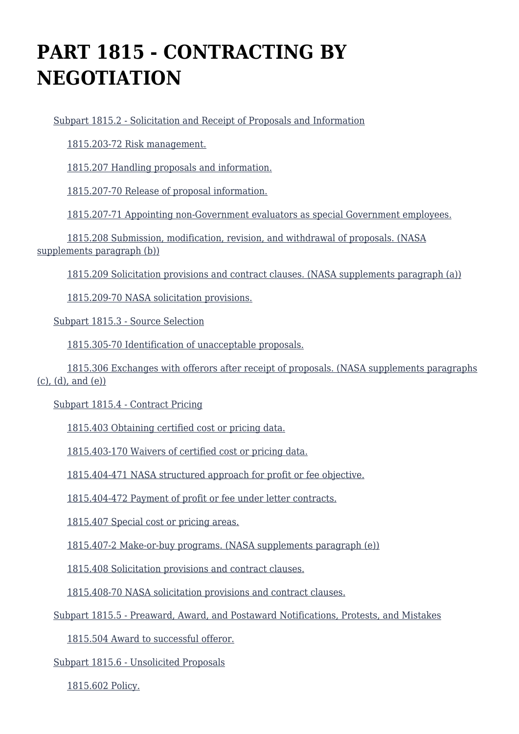# PART 1815 - CONTRACTING BY NEGOTIATION

- Subpart 1815.2 - Solicitation and Receipt of Proposals and Information
  - 1815.203-72 Risk management.
  - 1815.207 Handling proposals and information.
  - 1815.207-70 Release of proposal information.
  - 1815.207-71 Appointing non-Government evaluators as special Government employees.
  - 1815.208 Submission, modification, revision, and withdrawal of proposals. (NASA supplements paragraph (b))
  - 1815.209 Solicitation provisions and contract clauses. (NASA supplements paragraph (a))
  - 1815.209-70 NASA solicitation provisions.
- Subpart 1815.3 - Source Selection
  - 1815.305-70 Identification of unacceptable proposals.
  - 1815.306 Exchanges with offerors after receipt of proposals. (NASA supplements paragraphs (c), (d), and (e))
- Subpart 1815.4 - Contract Pricing
  - 1815.403 Obtaining certified cost or pricing data.
  - 1815.403-170 Waivers of certified cost or pricing data.
  - 1815.404-471 NASA structured approach for profit or fee objective.
  - 1815.404-472 Payment of profit or fee under letter contracts.
  - 1815.407 Special cost or pricing areas.
  - 1815.407-2 Make-or-buy programs. (NASA supplements paragraph (e))
  - 1815.408 Solicitation provisions and contract clauses.
  - 1815.408-70 NASA solicitation provisions and contract clauses.
- Subpart 1815.5 - Preaward, Award, and Postaward Notifications, Protests, and Mistakes
  - 1815.504 Award to successful offeror.
- Subpart 1815.6 - Unsolicited Proposals
  - 1815.602 Policy.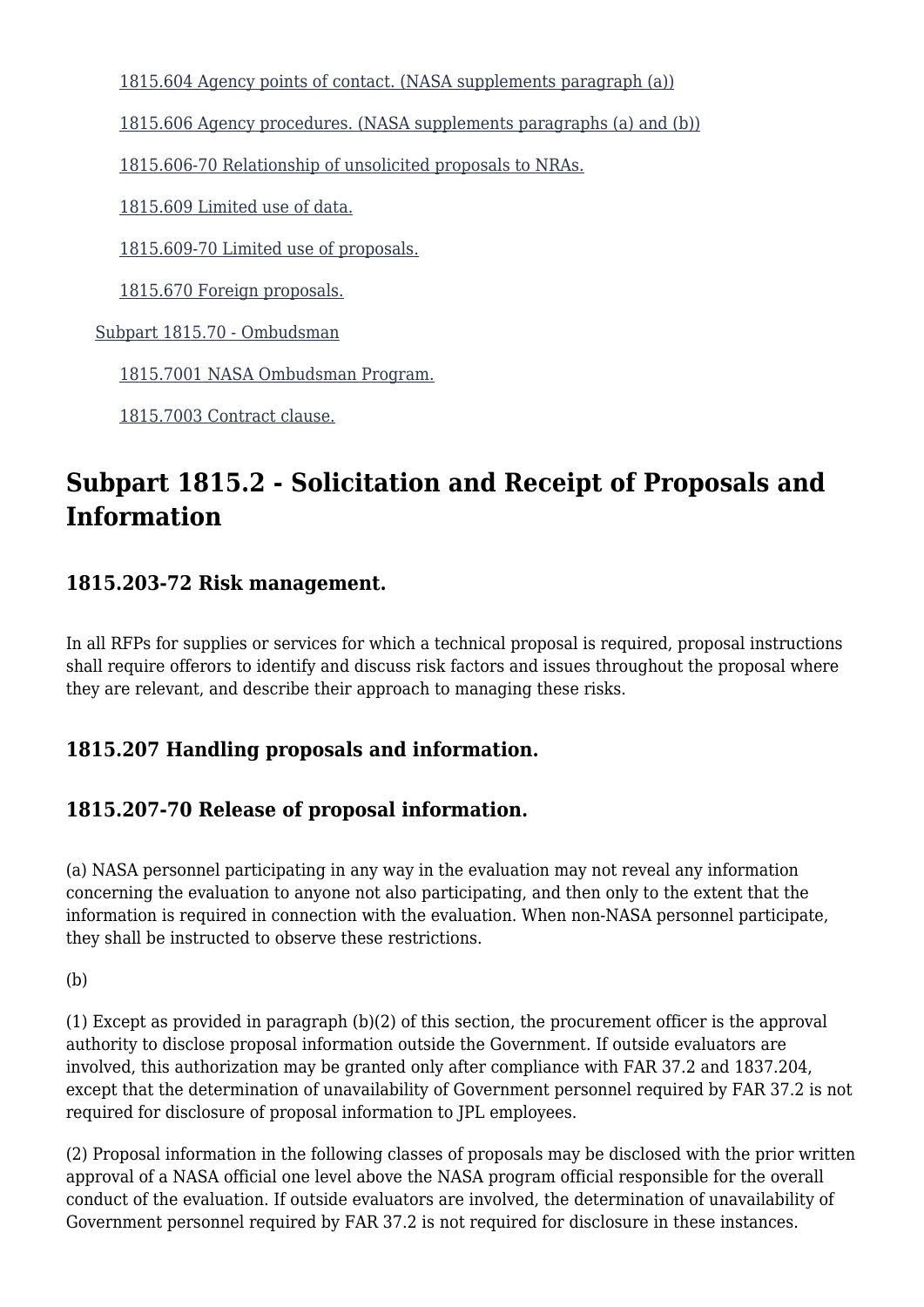[1815.604 Agency points of contact. (NASA supplements paragraph (a))]

[1815.606 Agency procedures. (NASA supplements paragraphs (a) and (b))]

[1815.606-70 Relationship of unsolicited proposals to NRAs.]

[1815.609 Limited use of data.]

[1815.609-70 Limited use of proposals.]

[1815.670 Foreign proposals.]

[Subpart 1815.70 - Ombudsman]

[1815.7001 NASA Ombudsman Program.]

[1815.7003 Contract clause.]

## Subpart 1815.2 - Solicitation and Receipt of Proposals and Information

### 1815.203-72 Risk management.

In all RFPs for supplies or services for which a technical proposal is required, proposal instructions shall require offerors to identify and discuss risk factors and issues throughout the proposal where they are relevant, and describe their approach to managing these risks.

### 1815.207 Handling proposals and information.

### 1815.207-70 Release of proposal information.

(a) NASA personnel participating in any way in the evaluation may not reveal any information concerning the evaluation to anyone not also participating, and then only to the extent that the information is required in connection with the evaluation. When non-NASA personnel participate, they shall be instructed to observe these restrictions.

(b)

(1) Except as provided in paragraph (b)(2) of this section, the procurement officer is the approval authority to disclose proposal information outside the Government. If outside evaluators are involved, this authorization may be granted only after compliance with FAR 37.2 and 1837.204, except that the determination of unavailability of Government personnel required by FAR 37.2 is not required for disclosure of proposal information to JPL employees.

(2) Proposal information in the following classes of proposals may be disclosed with the prior written approval of a NASA official one level above the NASA program official responsible for the overall conduct of the evaluation. If outside evaluators are involved, the determination of unavailability of Government personnel required by FAR 37.2 is not required for disclosure in these instances.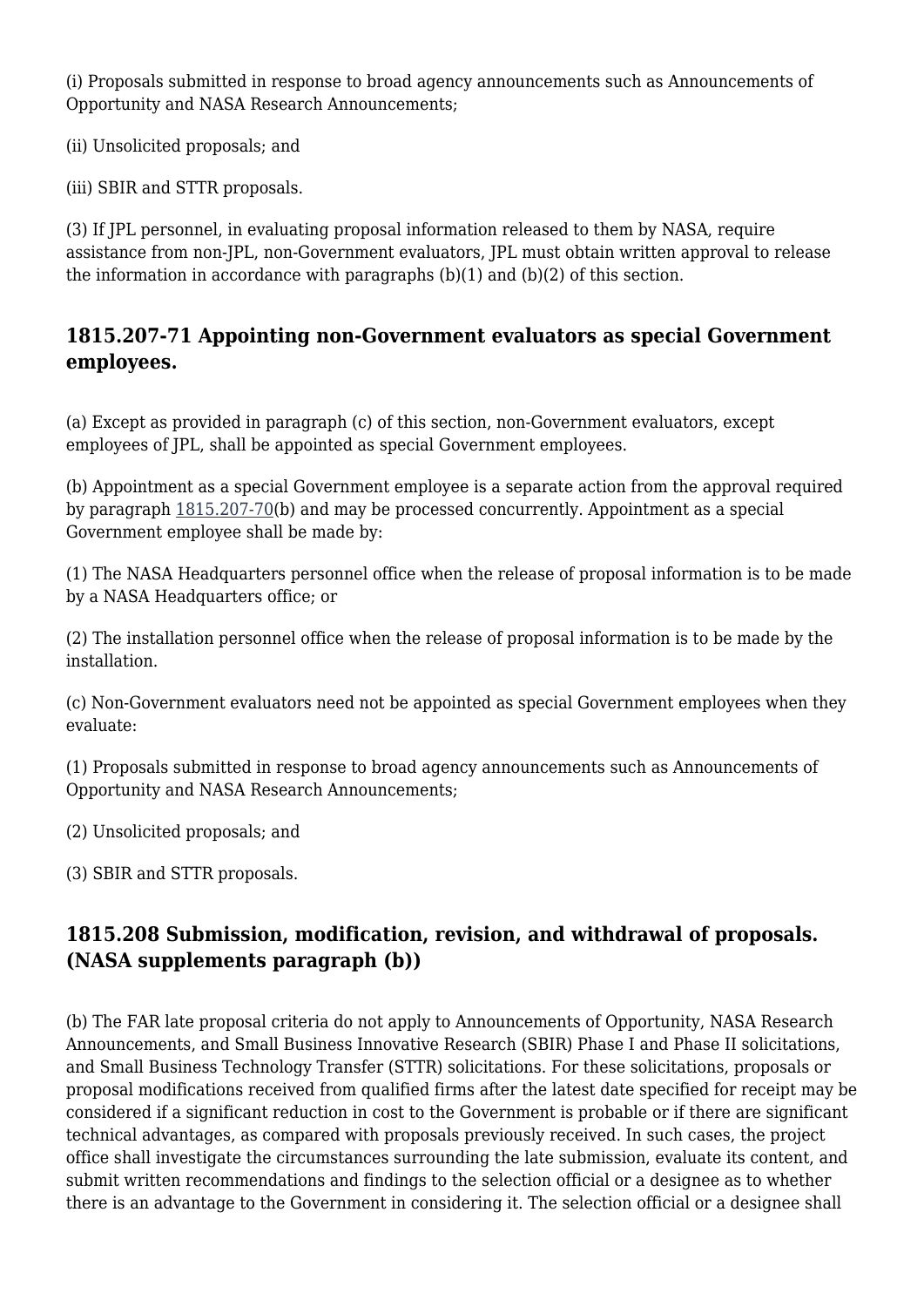(i) Proposals submitted in response to broad agency announcements such as Announcements of Opportunity and NASA Research Announcements;

(ii) Unsolicited proposals; and

(iii) SBIR and STTR proposals.

(3) If JPL personnel, in evaluating proposal information released to them by NASA, require assistance from non-JPL, non-Government evaluators, JPL must obtain written approval to release the information in accordance with paragraphs (b)(1) and (b)(2) of this section.

### 1815.207-71 Appointing non-Government evaluators as special Government employees.

(a) Except as provided in paragraph (c) of this section, non-Government evaluators, except employees of JPL, shall be appointed as special Government employees.

(b) Appointment as a special Government employee is a separate action from the approval required by paragraph 1815.207-70(b) and may be processed concurrently. Appointment as a special Government employee shall be made by:

(1) The NASA Headquarters personnel office when the release of proposal information is to be made by a NASA Headquarters office; or

(2) The installation personnel office when the release of proposal information is to be made by the installation.

(c) Non-Government evaluators need not be appointed as special Government employees when they evaluate:

(1) Proposals submitted in response to broad agency announcements such as Announcements of Opportunity and NASA Research Announcements;

(2) Unsolicited proposals; and

(3) SBIR and STTR proposals.

### 1815.208 Submission, modification, revision, and withdrawal of proposals. (NASA supplements paragraph (b))

(b) The FAR late proposal criteria do not apply to Announcements of Opportunity, NASA Research Announcements, and Small Business Innovative Research (SBIR) Phase I and Phase II solicitations, and Small Business Technology Transfer (STTR) solicitations. For these solicitations, proposals or proposal modifications received from qualified firms after the latest date specified for receipt may be considered if a significant reduction in cost to the Government is probable or if there are significant technical advantages, as compared with proposals previously received. In such cases, the project office shall investigate the circumstances surrounding the late submission, evaluate its content, and submit written recommendations and findings to the selection official or a designee as to whether there is an advantage to the Government in considering it. The selection official or a designee shall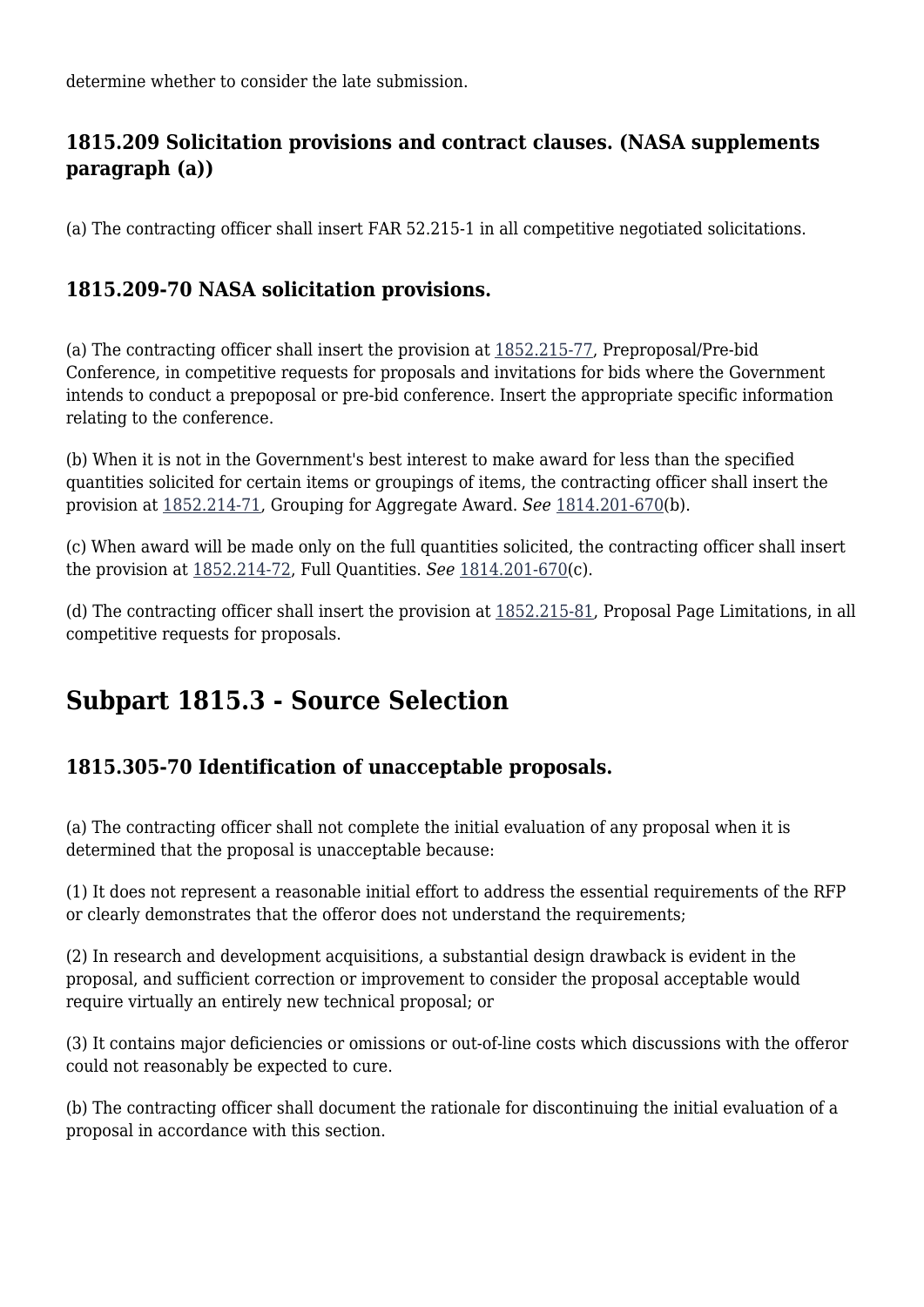determine whether to consider the late submission.

### 1815.209 Solicitation provisions and contract clauses. (NASA supplements paragraph (a))

(a) The contracting officer shall insert FAR 52.215-1 in all competitive negotiated solicitations.

### 1815.209-70 NASA solicitation provisions.

(a) The contracting officer shall insert the provision at 1852.215-77, Preproposal/Pre-bid Conference, in competitive requests for proposals and invitations for bids where the Government intends to conduct a prepoposal or pre-bid conference. Insert the appropriate specific information relating to the conference.

(b) When it is not in the Government's best interest to make award for less than the specified quantities solicited for certain items or groupings of items, the contracting officer shall insert the provision at 1852.214-71, Grouping for Aggregate Award. *See* 1814.201-670(b).

(c) When award will be made only on the full quantities solicited, the contracting officer shall insert the provision at 1852.214-72, Full Quantities. *See* 1814.201-670(c).

(d) The contracting officer shall insert the provision at 1852.215-81, Proposal Page Limitations, in all competitive requests for proposals.

## Subpart 1815.3 - Source Selection

### 1815.305-70 Identification of unacceptable proposals.

(a) The contracting officer shall not complete the initial evaluation of any proposal when it is determined that the proposal is unacceptable because:

(1) It does not represent a reasonable initial effort to address the essential requirements of the RFP or clearly demonstrates that the offeror does not understand the requirements;

(2) In research and development acquisitions, a substantial design drawback is evident in the proposal, and sufficient correction or improvement to consider the proposal acceptable would require virtually an entirely new technical proposal; or

(3) It contains major deficiencies or omissions or out-of-line costs which discussions with the offeror could not reasonably be expected to cure.

(b) The contracting officer shall document the rationale for discontinuing the initial evaluation of a proposal in accordance with this section.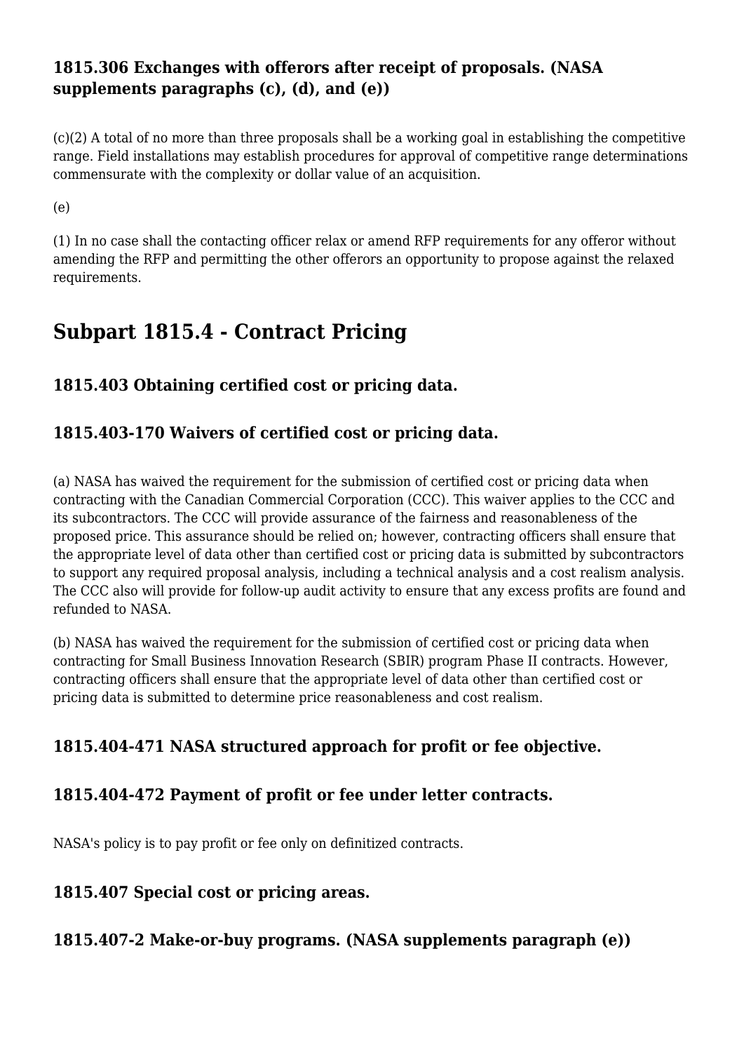### 1815.306 Exchanges with offerors after receipt of proposals. (NASA supplements paragraphs (c), (d), and (e))

(c)(2) A total of no more than three proposals shall be a working goal in establishing the competitive range. Field installations may establish procedures for approval of competitive range determinations commensurate with the complexity or dollar value of an acquisition.

(e)

(1) In no case shall the contacting officer relax or amend RFP requirements for any offeror without amending the RFP and permitting the other offerors an opportunity to propose against the relaxed requirements.

## Subpart 1815.4 - Contract Pricing

### 1815.403 Obtaining certified cost or pricing data.

### 1815.403-170 Waivers of certified cost or pricing data.

(a) NASA has waived the requirement for the submission of certified cost or pricing data when contracting with the Canadian Commercial Corporation (CCC). This waiver applies to the CCC and its subcontractors. The CCC will provide assurance of the fairness and reasonableness of the proposed price. This assurance should be relied on; however, contracting officers shall ensure that the appropriate level of data other than certified cost or pricing data is submitted by subcontractors to support any required proposal analysis, including a technical analysis and a cost realism analysis. The CCC also will provide for follow-up audit activity to ensure that any excess profits are found and refunded to NASA.

(b) NASA has waived the requirement for the submission of certified cost or pricing data when contracting for Small Business Innovation Research (SBIR) program Phase II contracts. However, contracting officers shall ensure that the appropriate level of data other than certified cost or pricing data is submitted to determine price reasonableness and cost realism.

### 1815.404-471 NASA structured approach for profit or fee objective.

### 1815.404-472 Payment of profit or fee under letter contracts.

NASA's policy is to pay profit or fee only on definitized contracts.

### 1815.407 Special cost or pricing areas.

### 1815.407-2 Make-or-buy programs. (NASA supplements paragraph (e))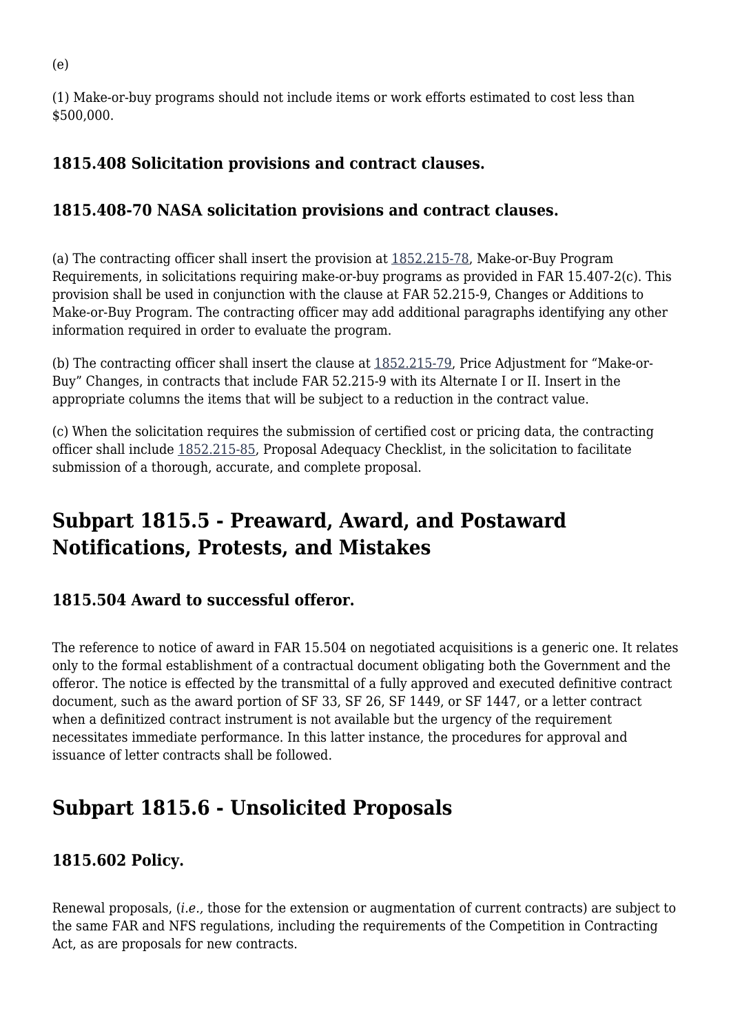(e)

(1) Make-or-buy programs should not include items or work efforts estimated to cost less than $500,000.

### 1815.408 Solicitation provisions and contract clauses.

### 1815.408-70 NASA solicitation provisions and contract clauses.

(a) The contracting officer shall insert the provision at 1852.215-78, Make-or-Buy Program Requirements, in solicitations requiring make-or-buy programs as provided in FAR 15.407-2(c). This provision shall be used in conjunction with the clause at FAR 52.215-9, Changes or Additions to Make-or-Buy Program. The contracting officer may add additional paragraphs identifying any other information required in order to evaluate the program.

(b) The contracting officer shall insert the clause at 1852.215-79, Price Adjustment for "Make-or-Buy" Changes, in contracts that include FAR 52.215-9 with its Alternate I or II. Insert in the appropriate columns the items that will be subject to a reduction in the contract value.

(c) When the solicitation requires the submission of certified cost or pricing data, the contracting officer shall include 1852.215-85, Proposal Adequacy Checklist, in the solicitation to facilitate submission of a thorough, accurate, and complete proposal.

## Subpart 1815.5 - Preaward, Award, and Postaward Notifications, Protests, and Mistakes

### 1815.504 Award to successful offeror.

The reference to notice of award in FAR 15.504 on negotiated acquisitions is a generic one. It relates only to the formal establishment of a contractual document obligating both the Government and the offeror. The notice is effected by the transmittal of a fully approved and executed definitive contract document, such as the award portion of SF 33, SF 26, SF 1449, or SF 1447, or a letter contract when a definitized contract instrument is not available but the urgency of the requirement necessitates immediate performance. In this latter instance, the procedures for approval and issuance of letter contracts shall be followed.

## Subpart 1815.6 - Unsolicited Proposals

### 1815.602 Policy.

Renewal proposals, (*i.e.,* those for the extension or augmentation of current contracts) are subject to the same FAR and NFS regulations, including the requirements of the Competition in Contracting Act, as are proposals for new contracts.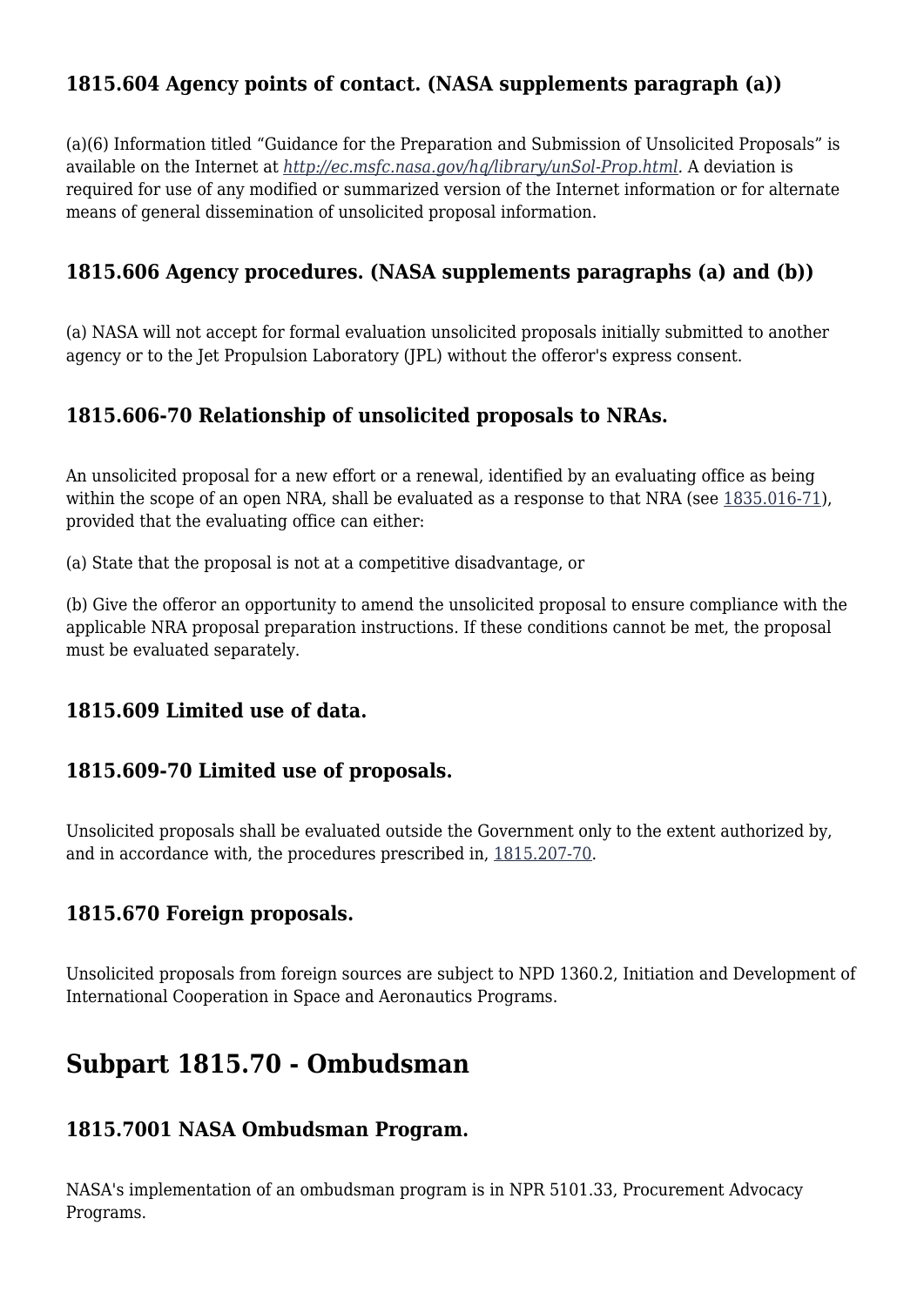### 1815.604 Agency points of contact. (NASA supplements paragraph (a))

(a)(6) Information titled "Guidance for the Preparation and Submission of Unsolicited Proposals" is available on the Internet at *http://ec.msfc.nasa.gov/hq/library/unSol-Prop.html*. A deviation is required for use of any modified or summarized version of the Internet information or for alternate means of general dissemination of unsolicited proposal information.

### 1815.606 Agency procedures. (NASA supplements paragraphs (a) and (b))

(a) NASA will not accept for formal evaluation unsolicited proposals initially submitted to another agency or to the Jet Propulsion Laboratory (JPL) without the offeror's express consent.

### 1815.606-70 Relationship of unsolicited proposals to NRAs.

An unsolicited proposal for a new effort or a renewal, identified by an evaluating office as being within the scope of an open NRA, shall be evaluated as a response to that NRA (see 1835.016-71), provided that the evaluating office can either:

(a) State that the proposal is not at a competitive disadvantage, or

(b) Give the offeror an opportunity to amend the unsolicited proposal to ensure compliance with the applicable NRA proposal preparation instructions. If these conditions cannot be met, the proposal must be evaluated separately.

### 1815.609 Limited use of data.

### 1815.609-70 Limited use of proposals.

Unsolicited proposals shall be evaluated outside the Government only to the extent authorized by, and in accordance with, the procedures prescribed in, 1815.207-70.

### 1815.670 Foreign proposals.

Unsolicited proposals from foreign sources are subject to NPD 1360.2, Initiation and Development of International Cooperation in Space and Aeronautics Programs.

## Subpart 1815.70 - Ombudsman

### 1815.7001 NASA Ombudsman Program.

NASA's implementation of an ombudsman program is in NPR 5101.33, Procurement Advocacy Programs.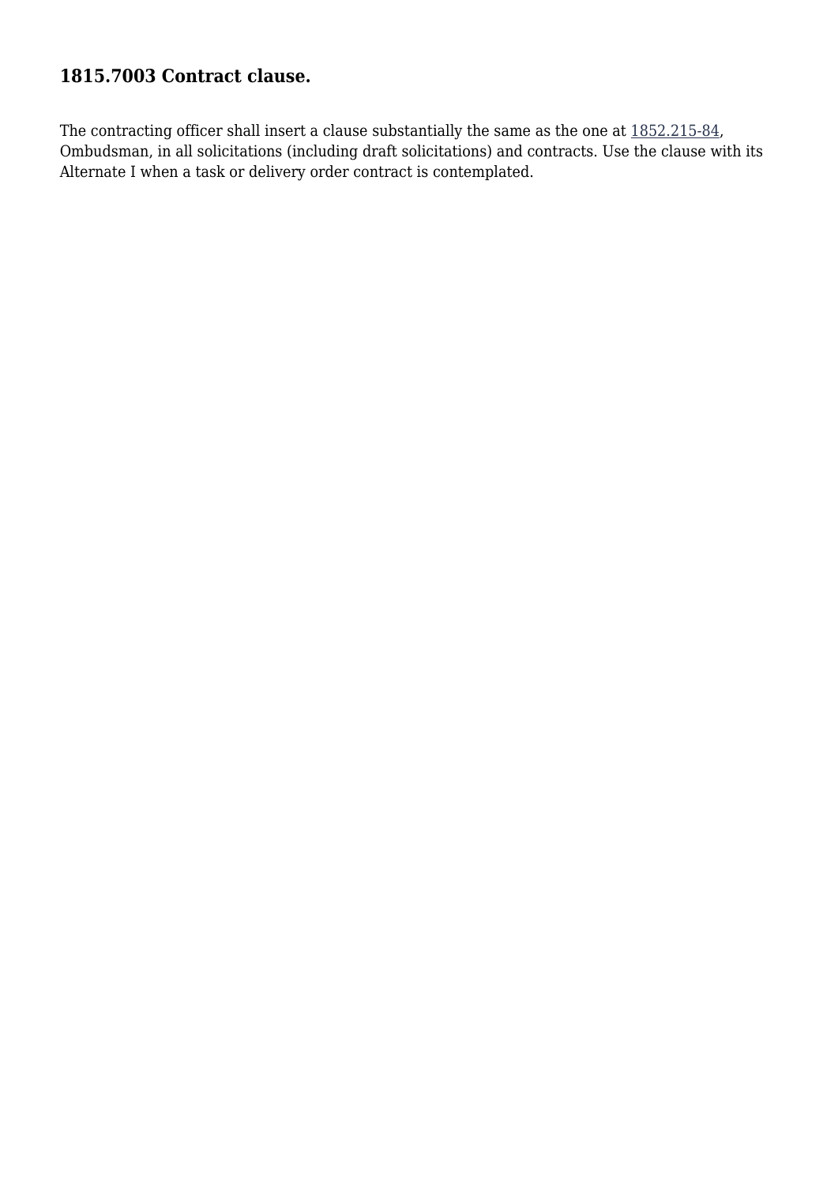### 1815.7003 Contract clause.

The contracting officer shall insert a clause substantially the same as the one at 1852.215-84, Ombudsman, in all solicitations (including draft solicitations) and contracts. Use the clause with its Alternate I when a task or delivery order contract is contemplated.